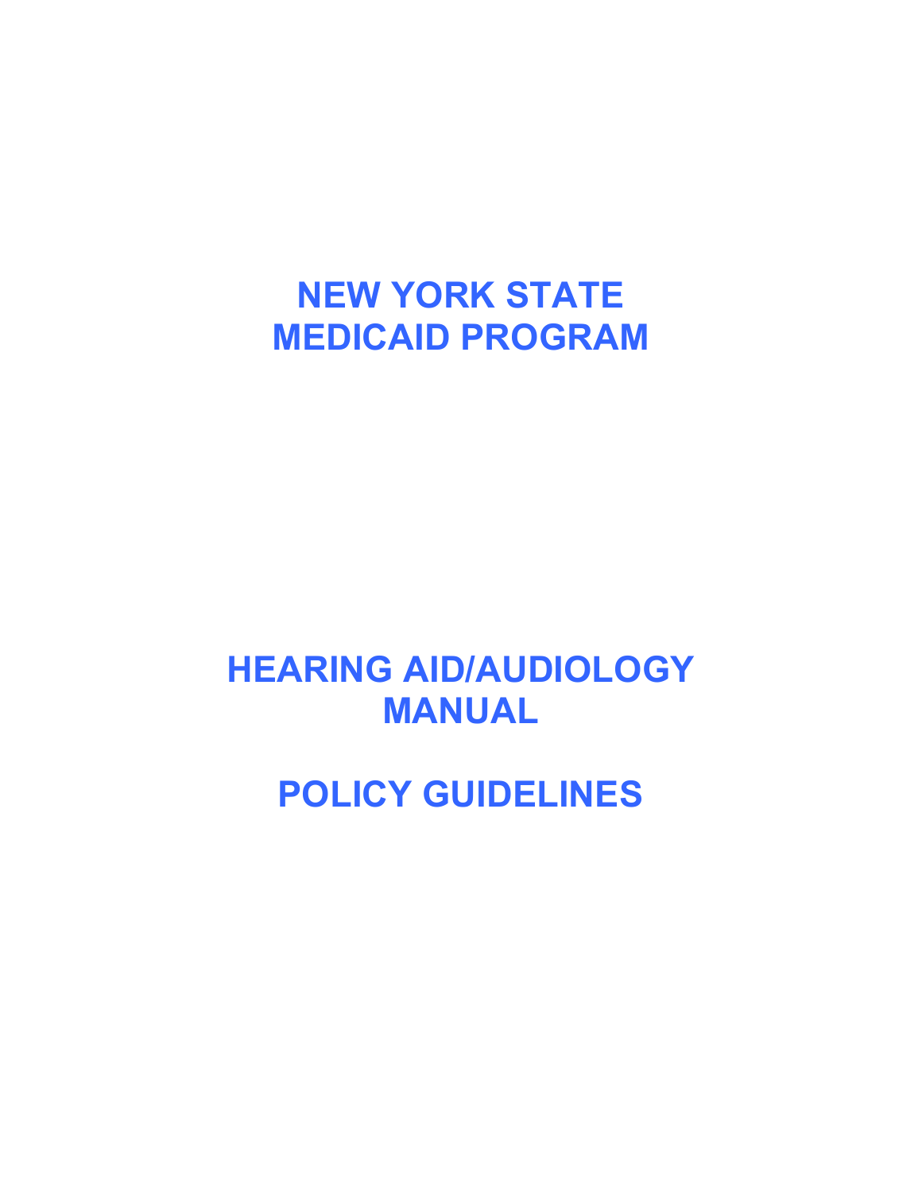# NEW YORK STATE MEDICAID PROGRAM

# HEARING AID/AUDIOLOGY MANUAL

# POLICY GUIDELINES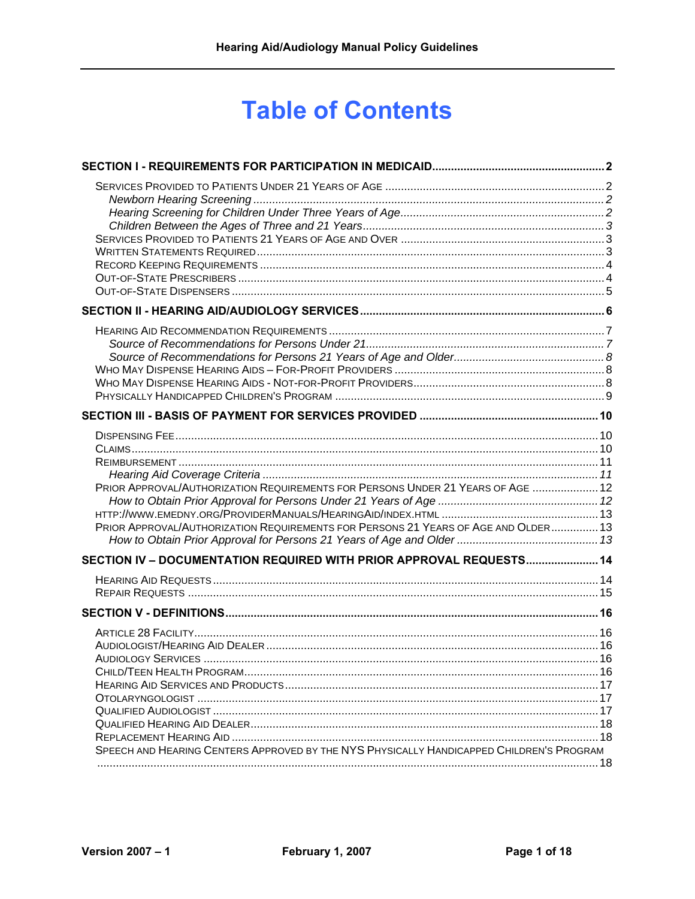# Table of Contents

**SECTION I - REQUIREMENTS FOR PARTICIPATION IN MEDICAID** .......... 2

- Services Provided to Patients Under 21 Years of Age .......... 2
  - *Newborn Hearing Screening* .......... 2
  - *Hearing Screening for Children Under Three Years of Age* .......... 2
  - *Children Between the Ages of Three and 21 Years* .......... 3
- Services Provided to Patients 21 Years of Age and Over .......... 3
- Written Statements Required .......... 3
- Record Keeping Requirements .......... 4
- Out-of-State Prescribers .......... 4
- Out-of-State Dispensers .......... 5

**SECTION II - HEARING AID/AUDIOLOGY SERVICES** .......... 6

- Hearing Aid Recommendation Requirements .......... 7
  - *Source of Recommendations for Persons Under 21* .......... 7
  - *Source of Recommendations for Persons 21 Years of Age and Older* .......... 8
- Who May Dispense Hearing Aids – For-Profit Providers .......... 8
- Who May Dispense Hearing Aids - Not-for-Profit Providers .......... 8
- Physically Handicapped Children's Program .......... 9

**SECTION III - BASIS OF PAYMENT FOR SERVICES PROVIDED** .......... 10

- Dispensing Fee .......... 10
- Claims .......... 10
- Reimbursement .......... 11
  - *Hearing Aid Coverage Criteria* .......... 11
- Prior Approval/Authorization Requirements for Persons Under 21 Years of Age .......... 12
  - *How to Obtain Prior Approval for Persons Under 21 Years of Age* .......... 12
- http://www.emedny.org/ProviderManuals/HearingAid/index.html .......... 13
- Prior Approval/Authorization Requirements for Persons 21 Years of Age and Older .......... 13
  - *How to Obtain Prior Approval for Persons 21 Years of Age and Older* .......... 13

**SECTION IV – DOCUMENTATION REQUIRED WITH PRIOR APPROVAL REQUESTS** .......... 14

- Hearing Aid Requests .......... 14
- Repair Requests .......... 15

**SECTION V - DEFINITIONS** .......... 16

- Article 28 Facility .......... 16
- Audiologist/Hearing Aid Dealer .......... 16
- Audiology Services .......... 16
- Child/Teen Health Program .......... 16
- Hearing Aid Services and Products .......... 17
- Otolaryngologist .......... 17
- Qualified Audiologist .......... 17
- Qualified Hearing Aid Dealer .......... 18
- Replacement Hearing Aid .......... 18
- Speech and Hearing Centers Approved by the NYS Physically Handicapped Children's Program .......... 18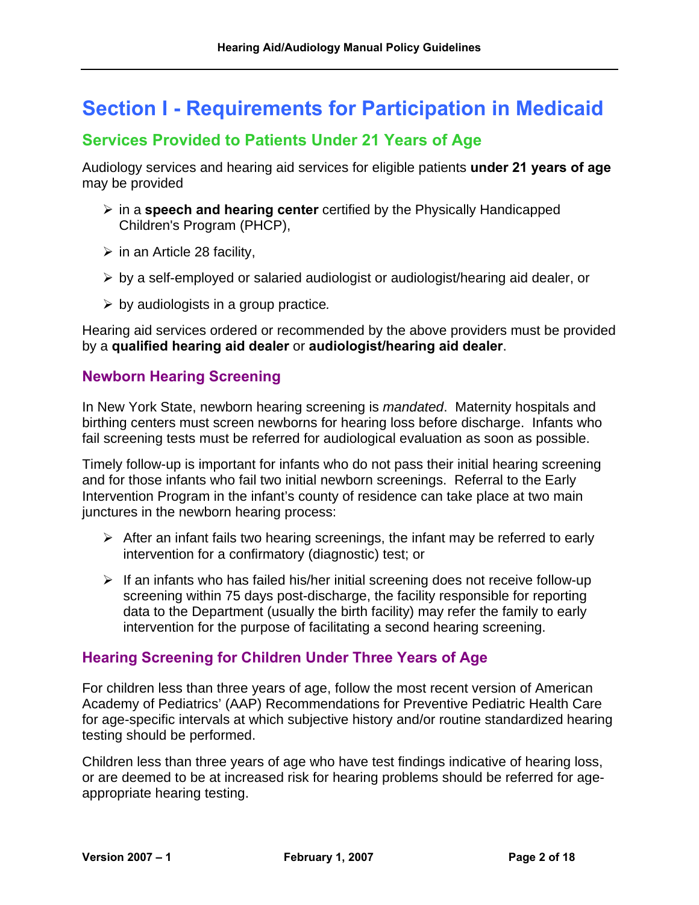# Section I - Requirements for Participation in Medicaid

## Services Provided to Patients Under 21 Years of Age

Audiology services and hearing aid services for eligible patients **under 21 years of age** may be provided

- in a **speech and hearing center** certified by the Physically Handicapped Children's Program (PHCP),
- in an Article 28 facility,
- by a self-employed or salaried audiologist or audiologist/hearing aid dealer, or
- by audiologists in a group practice*.*

Hearing aid services ordered or recommended by the above providers must be provided by a **qualified hearing aid dealer** or **audiologist/hearing aid dealer**.

### Newborn Hearing Screening

In New York State, newborn hearing screening is *mandated*. Maternity hospitals and birthing centers must screen newborns for hearing loss before discharge. Infants who fail screening tests must be referred for audiological evaluation as soon as possible.

Timely follow-up is important for infants who do not pass their initial hearing screening and for those infants who fail two initial newborn screenings. Referral to the Early Intervention Program in the infant's county of residence can take place at two main junctures in the newborn hearing process:

- After an infant fails two hearing screenings, the infant may be referred to early intervention for a confirmatory (diagnostic) test; or
- If an infants who has failed his/her initial screening does not receive follow-up screening within 75 days post-discharge, the facility responsible for reporting data to the Department (usually the birth facility) may refer the family to early intervention for the purpose of facilitating a second hearing screening.

### Hearing Screening for Children Under Three Years of Age

For children less than three years of age, follow the most recent version of American Academy of Pediatrics' (AAP) Recommendations for Preventive Pediatric Health Care for age-specific intervals at which subjective history and/or routine standardized hearing testing should be performed.

Children less than three years of age who have test findings indicative of hearing loss, or are deemed to be at increased risk for hearing problems should be referred for age-appropriate hearing testing.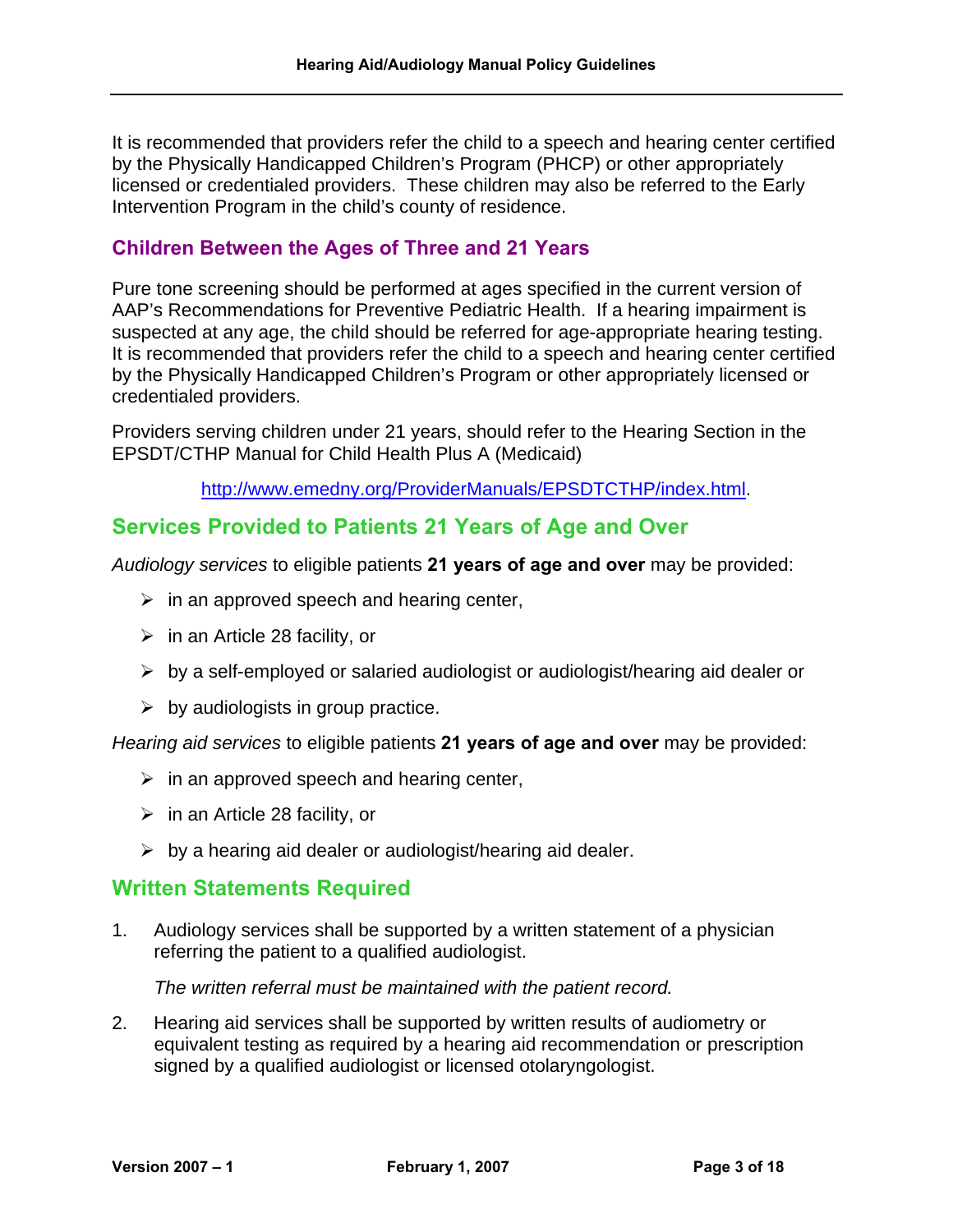It is recommended that providers refer the child to a speech and hearing center certified by the Physically Handicapped Children's Program (PHCP) or other appropriately licensed or credentialed providers. These children may also be referred to the Early Intervention Program in the child's county of residence.

### Children Between the Ages of Three and 21 Years

Pure tone screening should be performed at ages specified in the current version of AAP's Recommendations for Preventive Pediatric Health. If a hearing impairment is suspected at any age, the child should be referred for age-appropriate hearing testing. It is recommended that providers refer the child to a speech and hearing center certified by the Physically Handicapped Children's Program or other appropriately licensed or credentialed providers.

Providers serving children under 21 years, should refer to the Hearing Section in the EPSDT/CTHP Manual for Child Health Plus A (Medicaid)

http://www.emedny.org/ProviderManuals/EPSDTCTHP/index.html.

## Services Provided to Patients 21 Years of Age and Over

*Audiology services* to eligible patients **21 years of age and over** may be provided:

- in an approved speech and hearing center,
- in an Article 28 facility, or
- by a self-employed or salaried audiologist or audiologist/hearing aid dealer or
- by audiologists in group practice.

*Hearing aid services* to eligible patients **21 years of age and over** may be provided:

- in an approved speech and hearing center,
- in an Article 28 facility, or
- by a hearing aid dealer or audiologist/hearing aid dealer.

## Written Statements Required

1. Audiology services shall be supported by a written statement of a physician referring the patient to a qualified audiologist.

   *The written referral must be maintained with the patient record.*

2. Hearing aid services shall be supported by written results of audiometry or equivalent testing as required by a hearing aid recommendation or prescription signed by a qualified audiologist or licensed otolaryngologist.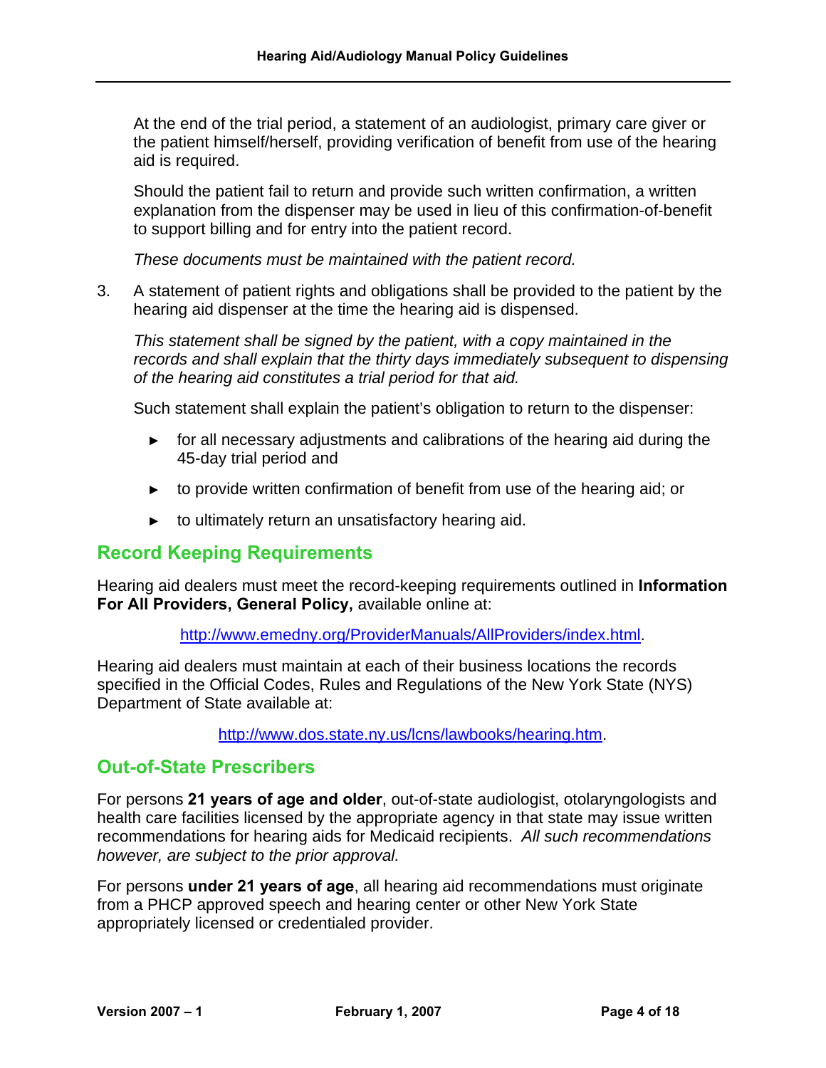At the end of the trial period, a statement of an audiologist, primary care giver or the patient himself/herself, providing verification of benefit from use of the hearing aid is required.

Should the patient fail to return and provide such written confirmation, a written explanation from the dispenser may be used in lieu of this confirmation-of-benefit to support billing and for entry into the patient record.

*These documents must be maintained with the patient record.*

3. A statement of patient rights and obligations shall be provided to the patient by the hearing aid dispenser at the time the hearing aid is dispensed.

   *This statement shall be signed by the patient, with a copy maintained in the records and shall explain that the thirty days immediately subsequent to dispensing of the hearing aid constitutes a trial period for that aid.*

   Such statement shall explain the patient's obligation to return to the dispenser:

   - for all necessary adjustments and calibrations of the hearing aid during the 45-day trial period and
   - to provide written confirmation of benefit from use of the hearing aid; or
   - to ultimately return an unsatisfactory hearing aid.

## Record Keeping Requirements

Hearing aid dealers must meet the record-keeping requirements outlined in **Information For All Providers, General Policy,** available online at:

http://www.emedny.org/ProviderManuals/AllProviders/index.html.

Hearing aid dealers must maintain at each of their business locations the records specified in the Official Codes, Rules and Regulations of the New York State (NYS) Department of State available at:

http://www.dos.state.ny.us/lcns/lawbooks/hearing.htm.

## Out-of-State Prescribers

For persons **21 years of age and older**, out-of-state audiologist, otolaryngologists and health care facilities licensed by the appropriate agency in that state may issue written recommendations for hearing aids for Medicaid recipients. *All such recommendations however, are subject to the prior approval.*

For persons **under 21 years of age**, all hearing aid recommendations must originate from a PHCP approved speech and hearing center or other New York State appropriately licensed or credentialed provider.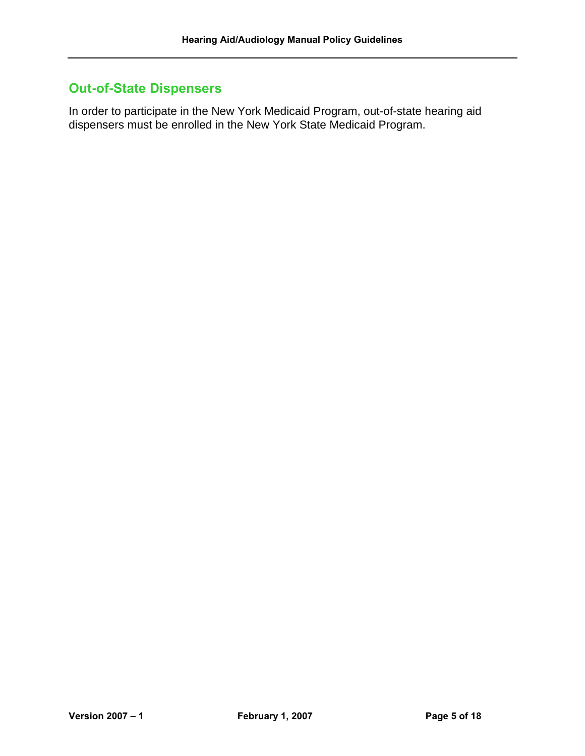## Out-of-State Dispensers

In order to participate in the New York Medicaid Program, out-of-state hearing aid dispensers must be enrolled in the New York State Medicaid Program.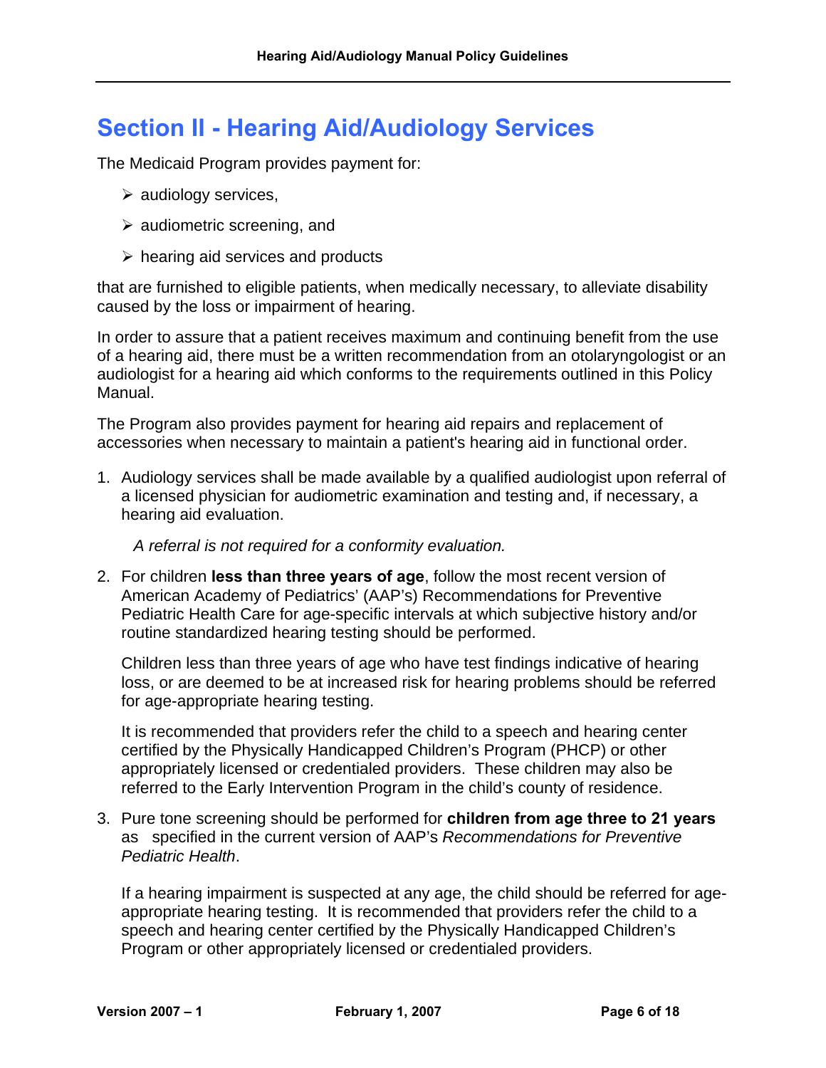# Section II - Hearing Aid/Audiology Services

The Medicaid Program provides payment for:

- audiology services,
- audiometric screening, and
- hearing aid services and products

that are furnished to eligible patients, when medically necessary, to alleviate disability caused by the loss or impairment of hearing.

In order to assure that a patient receives maximum and continuing benefit from the use of a hearing aid, there must be a written recommendation from an otolaryngologist or an audiologist for a hearing aid which conforms to the requirements outlined in this Policy Manual.

The Program also provides payment for hearing aid repairs and replacement of accessories when necessary to maintain a patient's hearing aid in functional order.

1. Audiology services shall be made available by a qualified audiologist upon referral of a licensed physician for audiometric examination and testing and, if necessary, a hearing aid evaluation.

   *A referral is not required for a conformity evaluation.*

2. For children **less than three years of age**, follow the most recent version of American Academy of Pediatrics' (AAP's) Recommendations for Preventive Pediatric Health Care for age-specific intervals at which subjective history and/or routine standardized hearing testing should be performed.

   Children less than three years of age who have test findings indicative of hearing loss, or are deemed to be at increased risk for hearing problems should be referred for age-appropriate hearing testing.

   It is recommended that providers refer the child to a speech and hearing center certified by the Physically Handicapped Children's Program (PHCP) or other appropriately licensed or credentialed providers. These children may also be referred to the Early Intervention Program in the child's county of residence.

3. Pure tone screening should be performed for **children from age three to 21 years** as specified in the current version of AAP's *Recommendations for Preventive Pediatric Health*.

   If a hearing impairment is suspected at any age, the child should be referred for age-appropriate hearing testing. It is recommended that providers refer the child to a speech and hearing center certified by the Physically Handicapped Children's Program or other appropriately licensed or credentialed providers.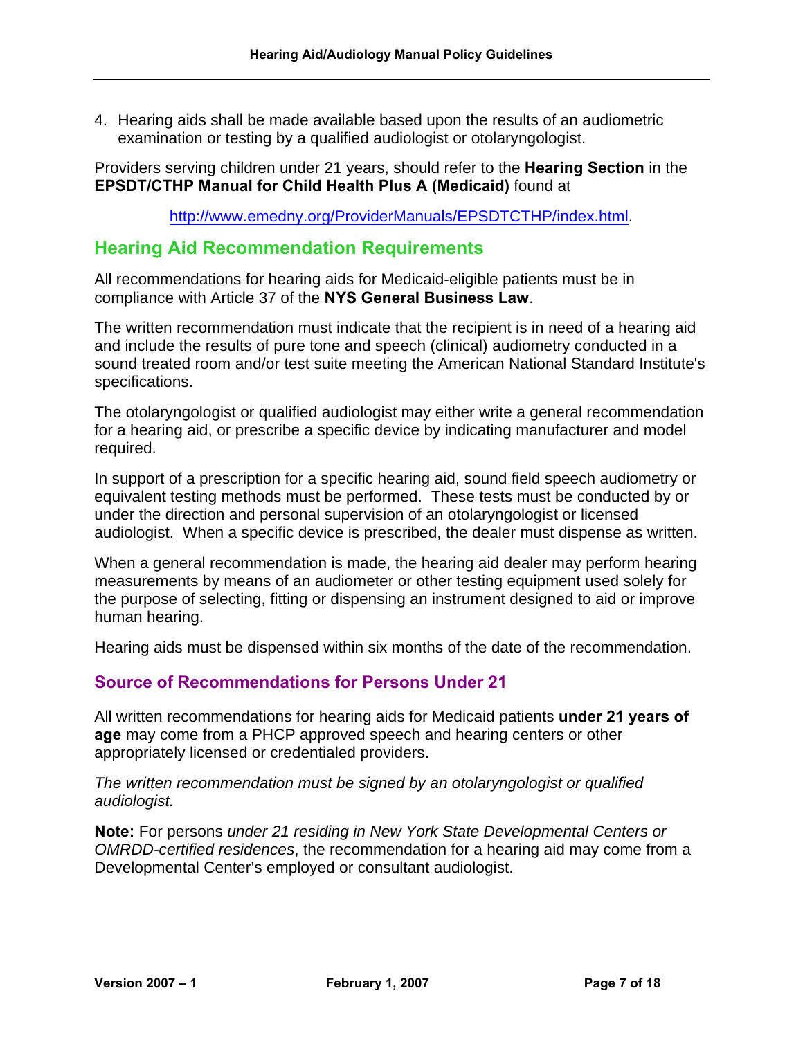4. Hearing aids shall be made available based upon the results of an audiometric examination or testing by a qualified audiologist or otolaryngologist.

Providers serving children under 21 years, should refer to the **Hearing Section** in the **EPSDT/CTHP Manual for Child Health Plus A (Medicaid)** found at

http://www.emedny.org/ProviderManuals/EPSDTCTHP/index.html.

## Hearing Aid Recommendation Requirements

All recommendations for hearing aids for Medicaid-eligible patients must be in compliance with Article 37 of the **NYS General Business Law**.

The written recommendation must indicate that the recipient is in need of a hearing aid and include the results of pure tone and speech (clinical) audiometry conducted in a sound treated room and/or test suite meeting the American National Standard Institute's specifications.

The otolaryngologist or qualified audiologist may either write a general recommendation for a hearing aid, or prescribe a specific device by indicating manufacturer and model required.

In support of a prescription for a specific hearing aid, sound field speech audiometry or equivalent testing methods must be performed. These tests must be conducted by or under the direction and personal supervision of an otolaryngologist or licensed audiologist. When a specific device is prescribed, the dealer must dispense as written.

When a general recommendation is made, the hearing aid dealer may perform hearing measurements by means of an audiometer or other testing equipment used solely for the purpose of selecting, fitting or dispensing an instrument designed to aid or improve human hearing.

Hearing aids must be dispensed within six months of the date of the recommendation.

### Source of Recommendations for Persons Under 21

All written recommendations for hearing aids for Medicaid patients **under 21 years of age** may come from a PHCP approved speech and hearing centers or other appropriately licensed or credentialed providers.

*The written recommendation must be signed by an otolaryngologist or qualified audiologist.*

**Note:** For persons *under 21 residing in New York State Developmental Centers or OMRDD-certified residences*, the recommendation for a hearing aid may come from a Developmental Center's employed or consultant audiologist.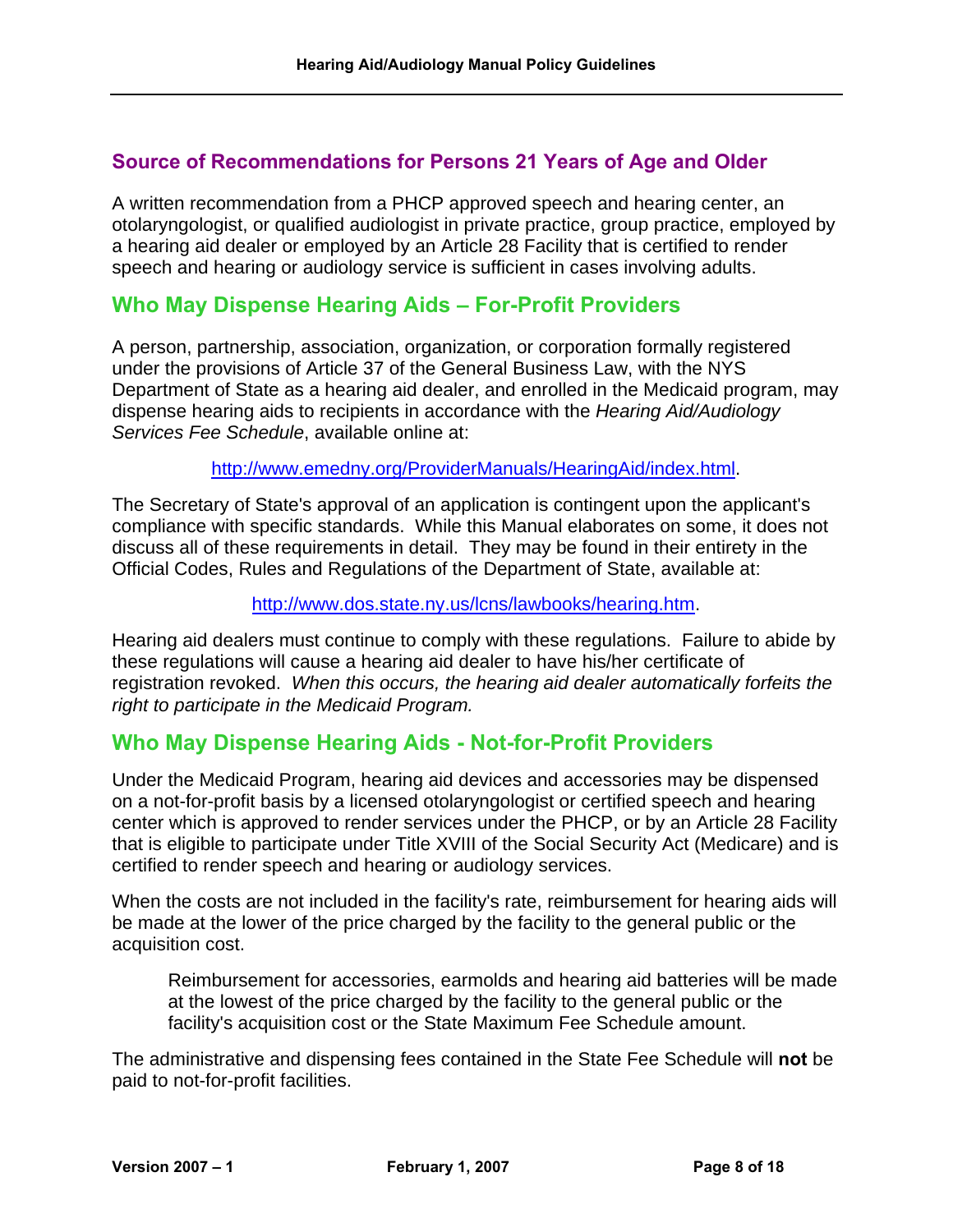## Source of Recommendations for Persons 21 Years of Age and Older

A written recommendation from a PHCP approved speech and hearing center, an otolaryngologist, or qualified audiologist in private practice, group practice, employed by a hearing aid dealer or employed by an Article 28 Facility that is certified to render speech and hearing or audiology service is sufficient in cases involving adults.

## Who May Dispense Hearing Aids – For-Profit Providers

A person, partnership, association, organization, or corporation formally registered under the provisions of Article 37 of the General Business Law, with the NYS Department of State as a hearing aid dealer, and enrolled in the Medicaid program, may dispense hearing aids to recipients in accordance with the *Hearing Aid/Audiology Services Fee Schedule*, available online at:

http://www.emedny.org/ProviderManuals/HearingAid/index.html.

The Secretary of State's approval of an application is contingent upon the applicant's compliance with specific standards. While this Manual elaborates on some, it does not discuss all of these requirements in detail. They may be found in their entirety in the Official Codes, Rules and Regulations of the Department of State, available at:

http://www.dos.state.ny.us/lcns/lawbooks/hearing.htm.

Hearing aid dealers must continue to comply with these regulations. Failure to abide by these regulations will cause a hearing aid dealer to have his/her certificate of registration revoked. *When this occurs, the hearing aid dealer automatically forfeits the right to participate in the Medicaid Program.*

## Who May Dispense Hearing Aids - Not-for-Profit Providers

Under the Medicaid Program, hearing aid devices and accessories may be dispensed on a not-for-profit basis by a licensed otolaryngologist or certified speech and hearing center which is approved to render services under the PHCP, or by an Article 28 Facility that is eligible to participate under Title XVIII of the Social Security Act (Medicare) and is certified to render speech and hearing or audiology services.

When the costs are not included in the facility's rate, reimbursement for hearing aids will be made at the lower of the price charged by the facility to the general public or the acquisition cost.

> Reimbursement for accessories, earmolds and hearing aid batteries will be made at the lowest of the price charged by the facility to the general public or the facility's acquisition cost or the State Maximum Fee Schedule amount.

The administrative and dispensing fees contained in the State Fee Schedule will **not** be paid to not-for-profit facilities.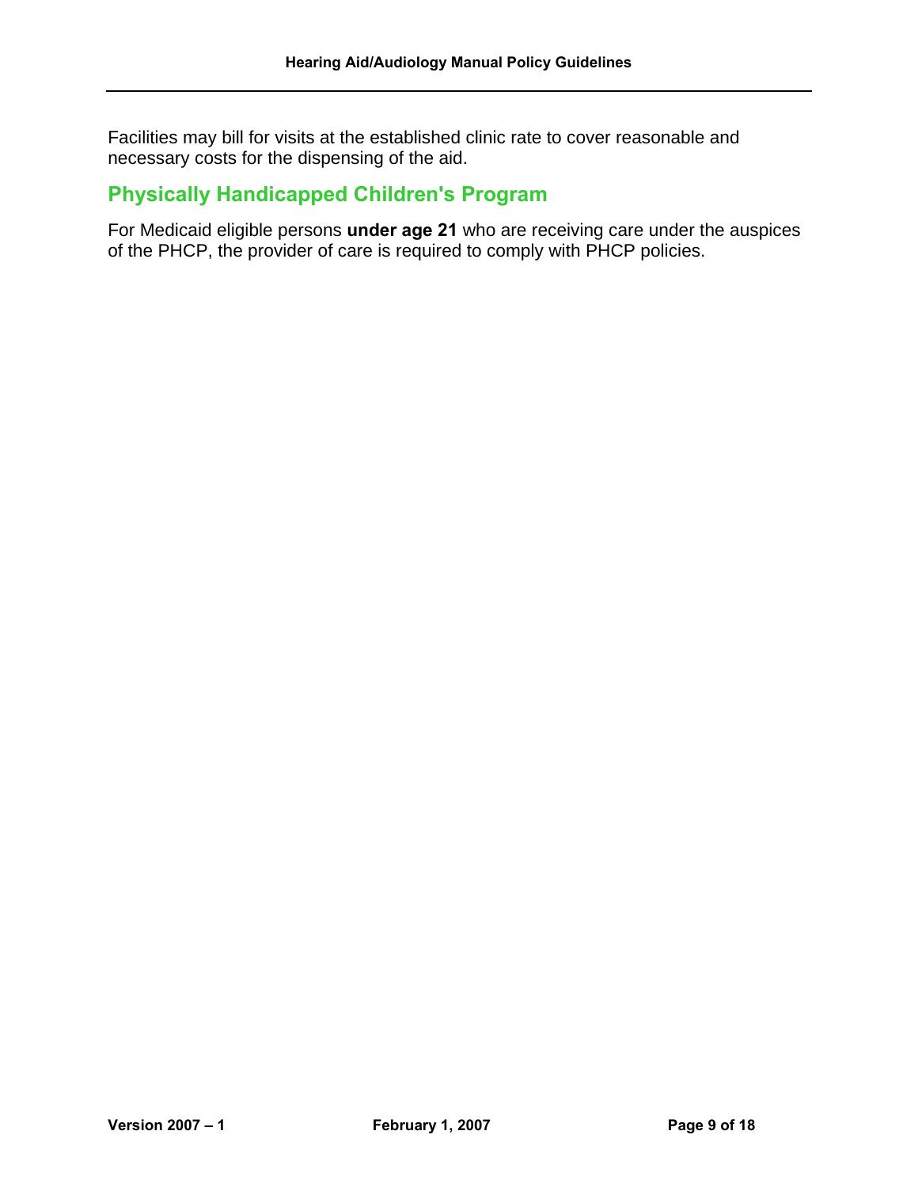Facilities may bill for visits at the established clinic rate to cover reasonable and necessary costs for the dispensing of the aid.

## Physically Handicapped Children's Program

For Medicaid eligible persons **under age 21** who are receiving care under the auspices of the PHCP, the provider of care is required to comply with PHCP policies.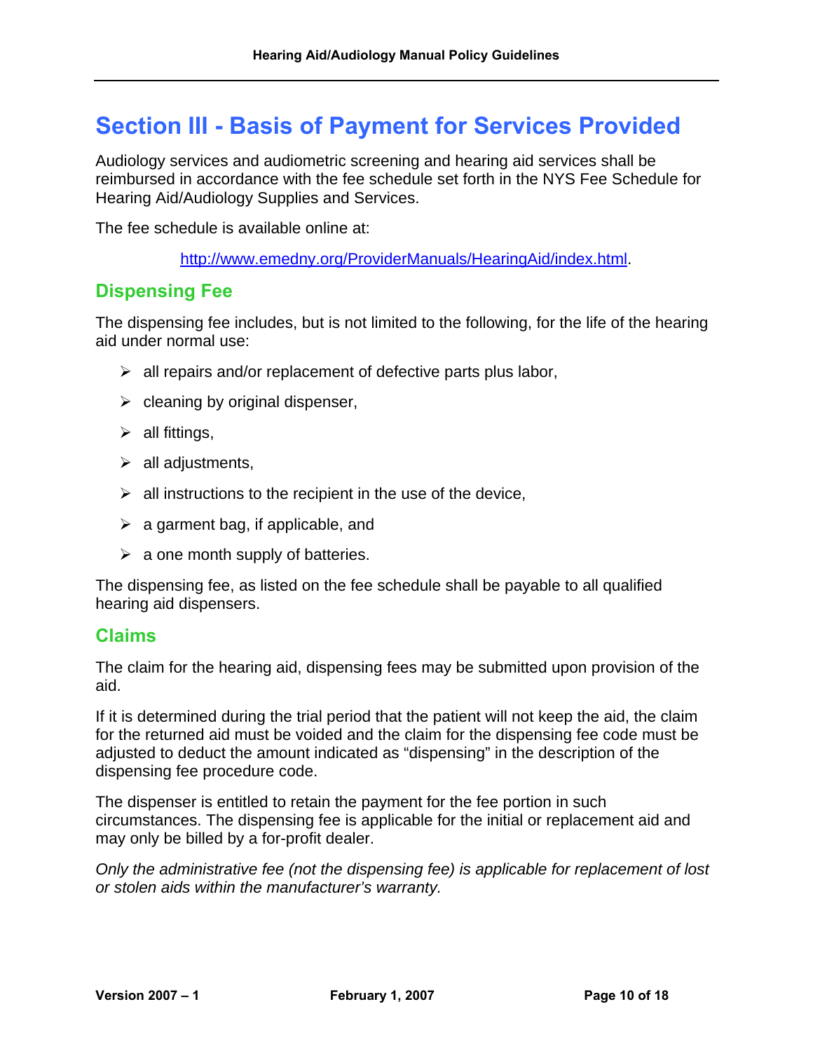# Section III - Basis of Payment for Services Provided

Audiology services and audiometric screening and hearing aid services shall be reimbursed in accordance with the fee schedule set forth in the NYS Fee Schedule for Hearing Aid/Audiology Supplies and Services.

The fee schedule is available online at:

http://www.emedny.org/ProviderManuals/HearingAid/index.html.

## Dispensing Fee

The dispensing fee includes, but is not limited to the following, for the life of the hearing aid under normal use:

- all repairs and/or replacement of defective parts plus labor,
- cleaning by original dispenser,
- all fittings,
- all adjustments,
- all instructions to the recipient in the use of the device,
- a garment bag, if applicable, and
- a one month supply of batteries.

The dispensing fee, as listed on the fee schedule shall be payable to all qualified hearing aid dispensers.

## Claims

The claim for the hearing aid, dispensing fees may be submitted upon provision of the aid.

If it is determined during the trial period that the patient will not keep the aid, the claim for the returned aid must be voided and the claim for the dispensing fee code must be adjusted to deduct the amount indicated as "dispensing" in the description of the dispensing fee procedure code.

The dispenser is entitled to retain the payment for the fee portion in such circumstances. The dispensing fee is applicable for the initial or replacement aid and may only be billed by a for-profit dealer.

*Only the administrative fee (not the dispensing fee) is applicable for replacement of lost or stolen aids within the manufacturer's warranty.*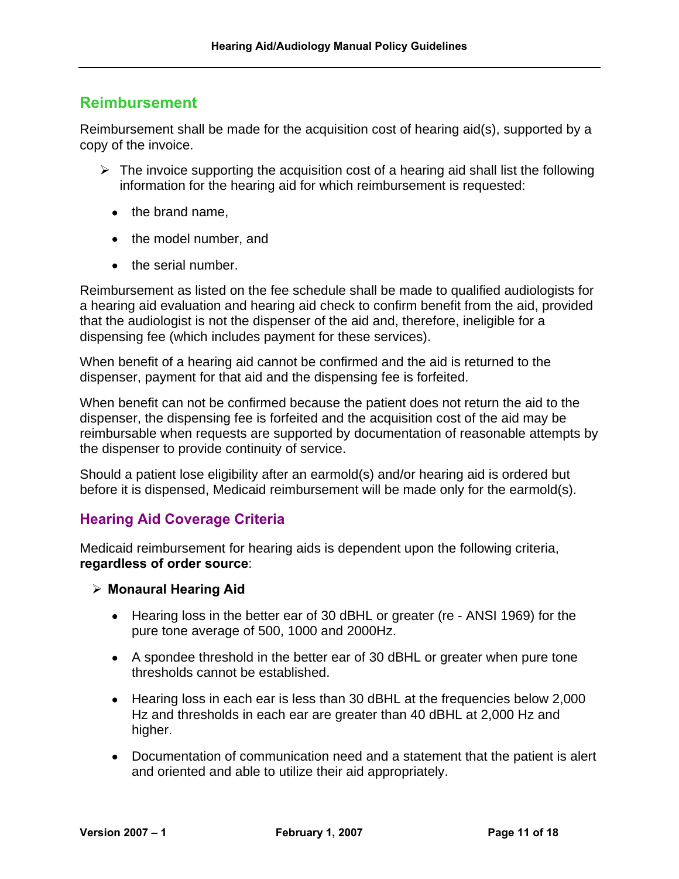## Reimbursement

Reimbursement shall be made for the acquisition cost of hearing aid(s), supported by a copy of the invoice.

- The invoice supporting the acquisition cost of a hearing aid shall list the following information for the hearing aid for which reimbursement is requested:
  - the brand name,
  - the model number, and
  - the serial number.

Reimbursement as listed on the fee schedule shall be made to qualified audiologists for a hearing aid evaluation and hearing aid check to confirm benefit from the aid, provided that the audiologist is not the dispenser of the aid and, therefore, ineligible for a dispensing fee (which includes payment for these services).

When benefit of a hearing aid cannot be confirmed and the aid is returned to the dispenser, payment for that aid and the dispensing fee is forfeited.

When benefit can not be confirmed because the patient does not return the aid to the dispenser, the dispensing fee is forfeited and the acquisition cost of the aid may be reimbursable when requests are supported by documentation of reasonable attempts by the dispenser to provide continuity of service.

Should a patient lose eligibility after an earmold(s) and/or hearing aid is ordered but before it is dispensed, Medicaid reimbursement will be made only for the earmold(s).

### Hearing Aid Coverage Criteria

Medicaid reimbursement for hearing aids is dependent upon the following criteria, **regardless of order source**:

- **Monaural Hearing Aid**
  - Hearing loss in the better ear of 30 dBHL or greater (re - ANSI 1969) for the pure tone average of 500, 1000 and 2000Hz.
  - A spondee threshold in the better ear of 30 dBHL or greater when pure tone thresholds cannot be established.
  - Hearing loss in each ear is less than 30 dBHL at the frequencies below 2,000 Hz and thresholds in each ear are greater than 40 dBHL at 2,000 Hz and higher.
  - Documentation of communication need and a statement that the patient is alert and oriented and able to utilize their aid appropriately.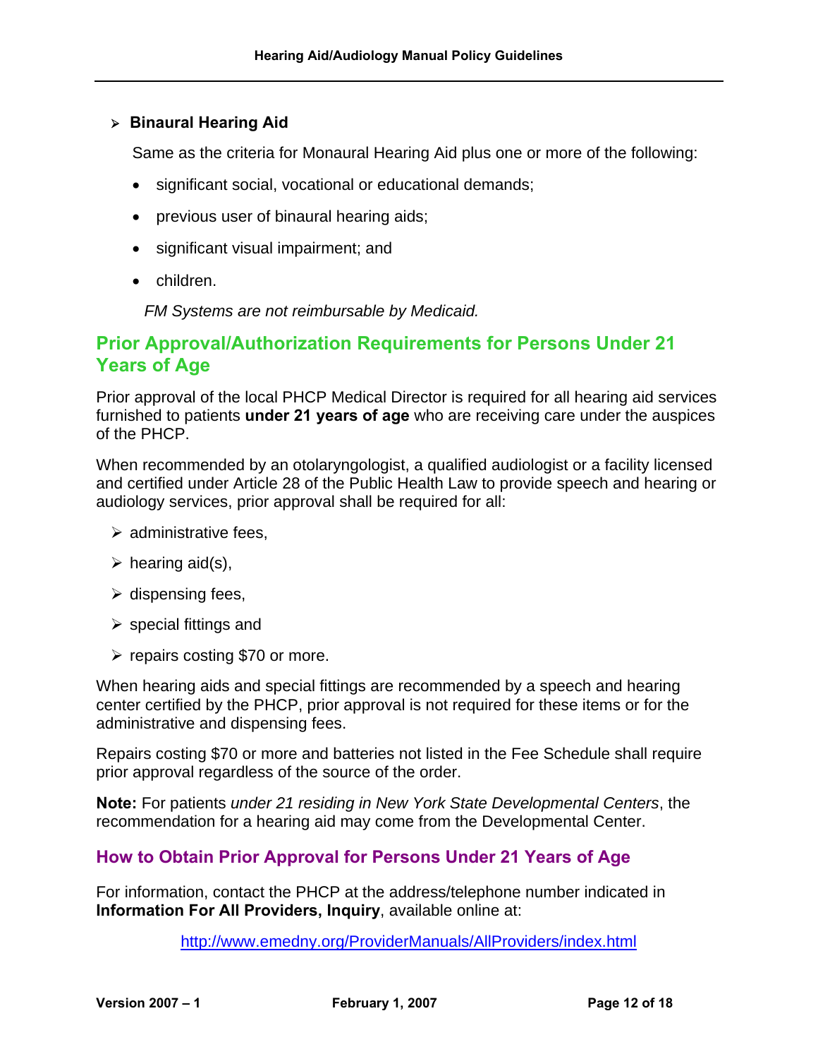- **Binaural Hearing Aid**

  Same as the criteria for Monaural Hearing Aid plus one or more of the following:

  - significant social, vocational or educational demands;
  - previous user of binaural hearing aids;
  - significant visual impairment; and
  - children.

  *FM Systems are not reimbursable by Medicaid.*

## Prior Approval/Authorization Requirements for Persons Under 21 Years of Age

Prior approval of the local PHCP Medical Director is required for all hearing aid services furnished to patients **under 21 years of age** who are receiving care under the auspices of the PHCP.

When recommended by an otolaryngologist, a qualified audiologist or a facility licensed and certified under Article 28 of the Public Health Law to provide speech and hearing or audiology services, prior approval shall be required for all:

- administrative fees,
- hearing aid(s),
- dispensing fees,
- special fittings and
- repairs costing $70 or more.

When hearing aids and special fittings are recommended by a speech and hearing center certified by the PHCP, prior approval is not required for these items or for the administrative and dispensing fees.

Repairs costing $70 or more and batteries not listed in the Fee Schedule shall require prior approval regardless of the source of the order.

**Note:** For patients *under 21 residing in New York State Developmental Centers*, the recommendation for a hearing aid may come from the Developmental Center.

### How to Obtain Prior Approval for Persons Under 21 Years of Age

For information, contact the PHCP at the address/telephone number indicated in **Information For All Providers, Inquiry**, available online at:

http://www.emedny.org/ProviderManuals/AllProviders/index.html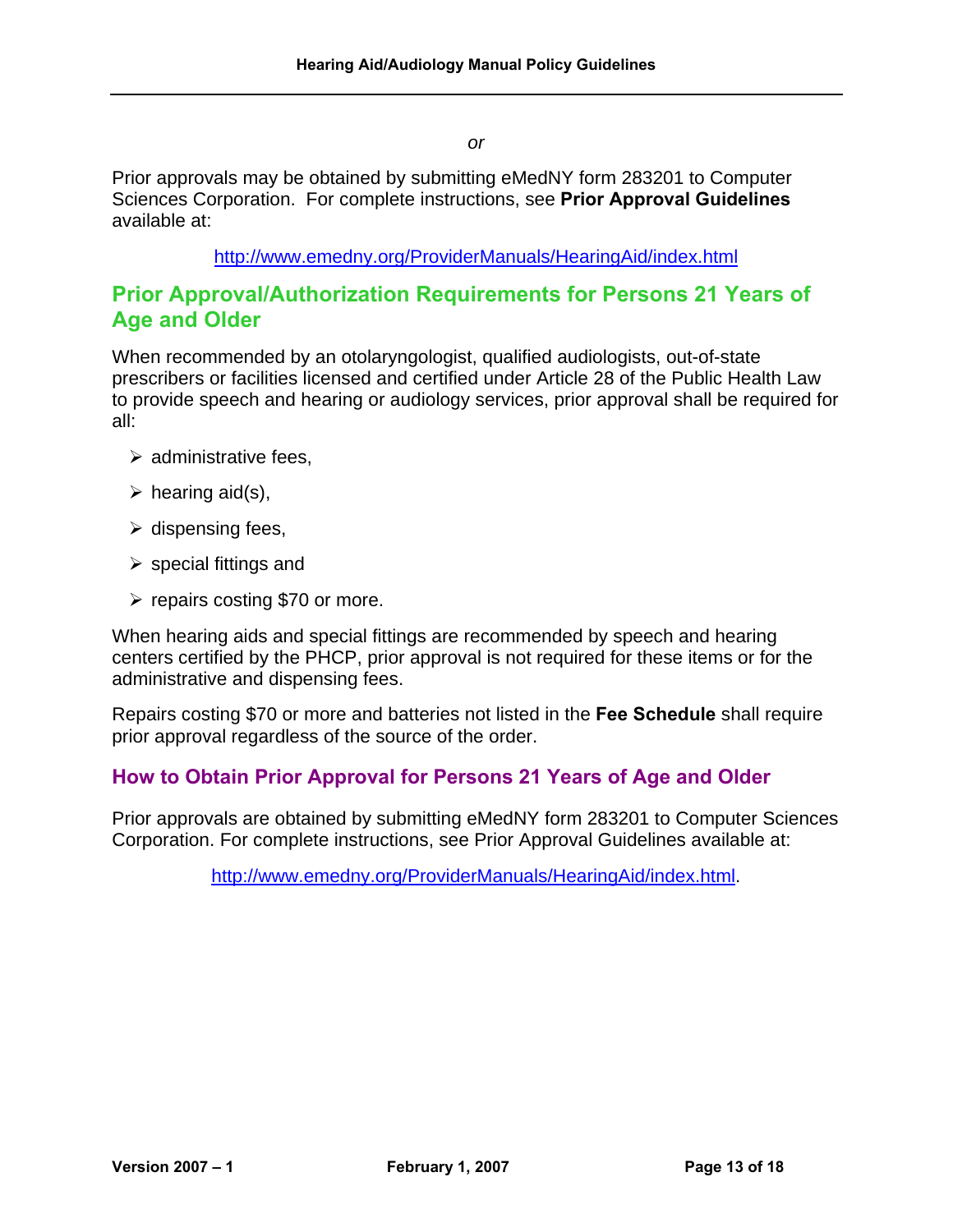*or*

Prior approvals may be obtained by submitting eMedNY form 283201 to Computer Sciences Corporation. For complete instructions, see **Prior Approval Guidelines** available at:

http://www.emedny.org/ProviderManuals/HearingAid/index.html

## Prior Approval/Authorization Requirements for Persons 21 Years of Age and Older

When recommended by an otolaryngologist, qualified audiologists, out-of-state prescribers or facilities licensed and certified under Article 28 of the Public Health Law to provide speech and hearing or audiology services, prior approval shall be required for all:

- administrative fees,
- hearing aid(s),
- dispensing fees,
- special fittings and
- repairs costing $70 or more.

When hearing aids and special fittings are recommended by speech and hearing centers certified by the PHCP, prior approval is not required for these items or for the administrative and dispensing fees.

Repairs costing $70 or more and batteries not listed in the **Fee Schedule** shall require prior approval regardless of the source of the order.

### How to Obtain Prior Approval for Persons 21 Years of Age and Older

Prior approvals are obtained by submitting eMedNY form 283201 to Computer Sciences Corporation. For complete instructions, see Prior Approval Guidelines available at:

http://www.emedny.org/ProviderManuals/HearingAid/index.html.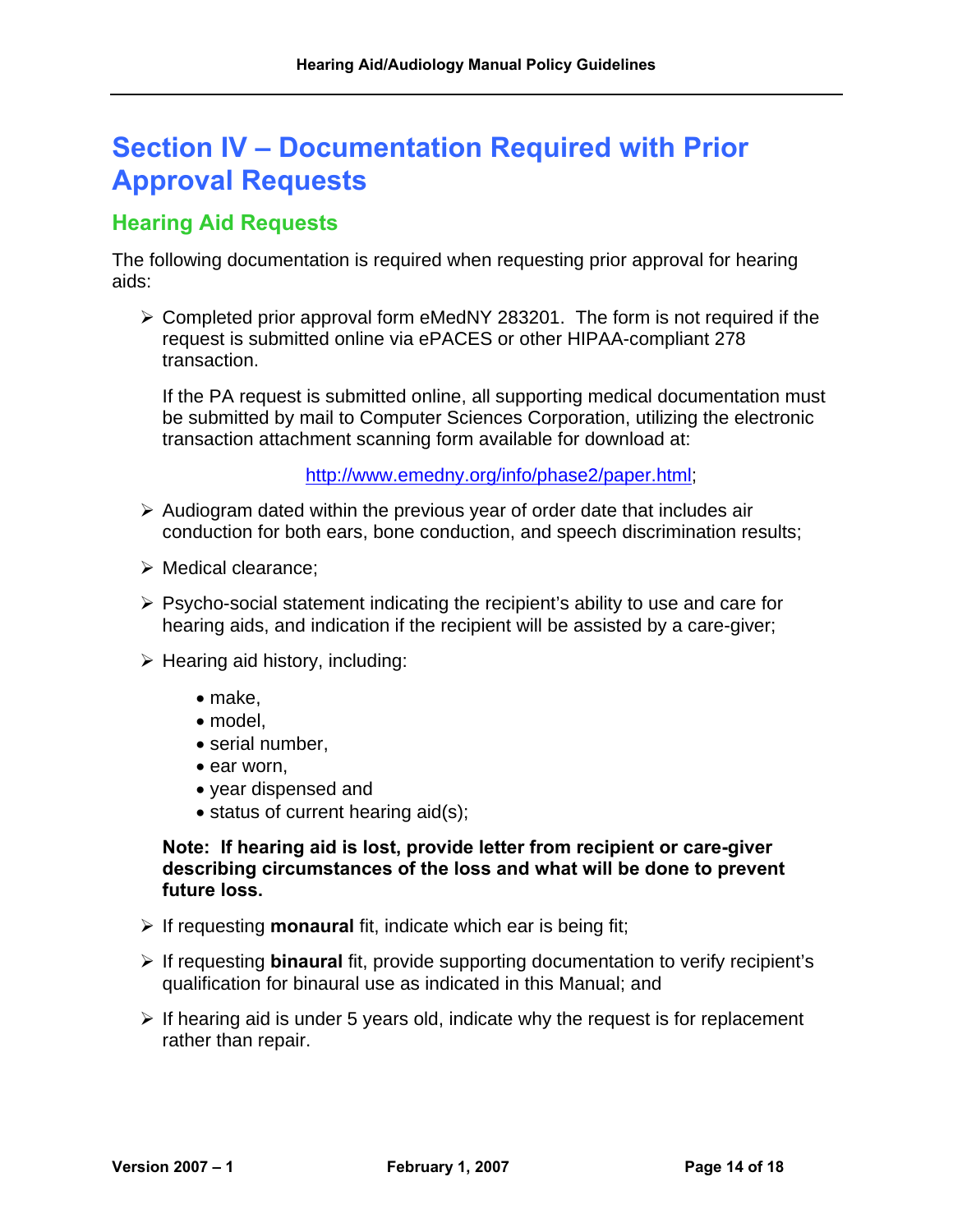# Section IV – Documentation Required with Prior Approval Requests

## Hearing Aid Requests

The following documentation is required when requesting prior approval for hearing aids:

- Completed prior approval form eMedNY 283201. The form is not required if the request is submitted online via ePACES or other HIPAA-compliant 278 transaction.

  If the PA request is submitted online, all supporting medical documentation must be submitted by mail to Computer Sciences Corporation, utilizing the electronic transaction attachment scanning form available for download at:

  http://www.emedny.org/info/phase2/paper.html;

- Audiogram dated within the previous year of order date that includes air conduction for both ears, bone conduction, and speech discrimination results;
- Medical clearance;
- Psycho-social statement indicating the recipient's ability to use and care for hearing aids, and indication if the recipient will be assisted by a care-giver;
- Hearing aid history, including:
  - make,
  - model,
  - serial number,
  - ear worn,
  - year dispensed and
  - status of current hearing aid(s);

  **Note: If hearing aid is lost, provide letter from recipient or care-giver describing circumstances of the loss and what will be done to prevent future loss.**

- If requesting **monaural** fit, indicate which ear is being fit;
- If requesting **binaural** fit, provide supporting documentation to verify recipient's qualification for binaural use as indicated in this Manual; and
- If hearing aid is under 5 years old, indicate why the request is for replacement rather than repair.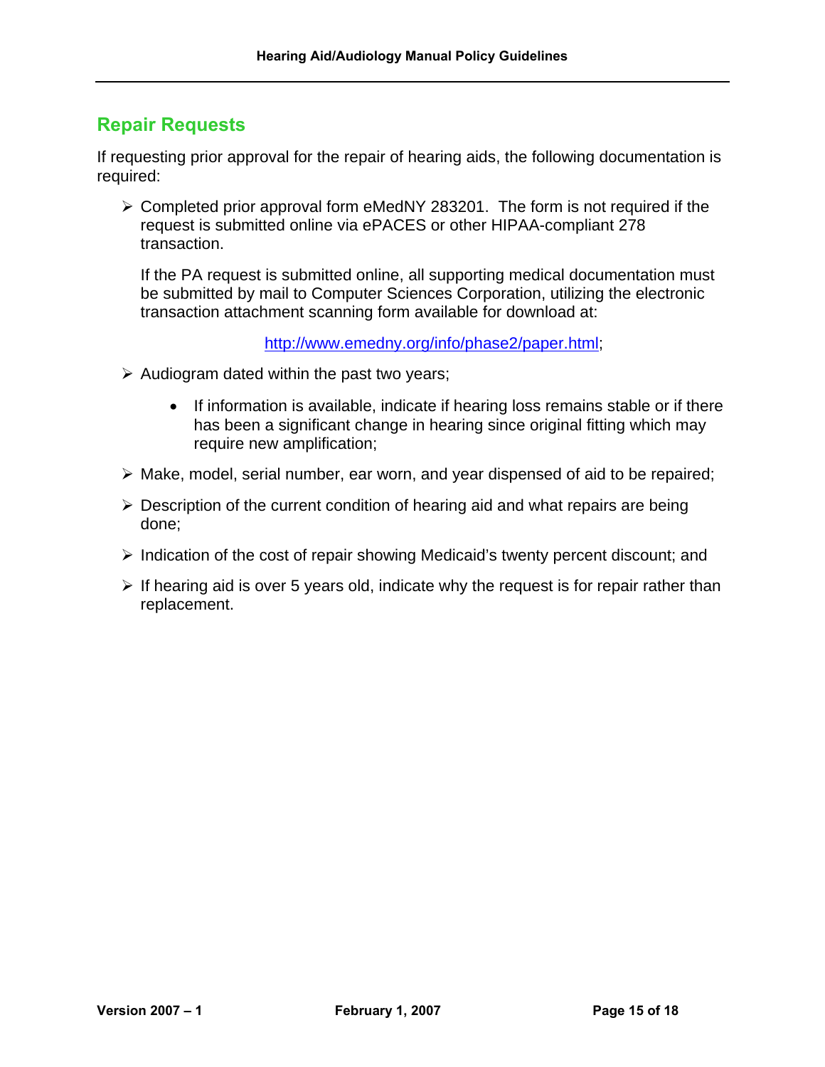## Repair Requests

If requesting prior approval for the repair of hearing aids, the following documentation is required:

- Completed prior approval form eMedNY 283201. The form is not required if the request is submitted online via ePACES or other HIPAA-compliant 278 transaction.

  If the PA request is submitted online, all supporting medical documentation must be submitted by mail to Computer Sciences Corporation, utilizing the electronic transaction attachment scanning form available for download at:

  http://www.emedny.org/info/phase2/paper.html;

- Audiogram dated within the past two years;
  - If information is available, indicate if hearing loss remains stable or if there has been a significant change in hearing since original fitting which may require new amplification;
- Make, model, serial number, ear worn, and year dispensed of aid to be repaired;
- Description of the current condition of hearing aid and what repairs are being done;
- Indication of the cost of repair showing Medicaid's twenty percent discount; and
- If hearing aid is over 5 years old, indicate why the request is for repair rather than replacement.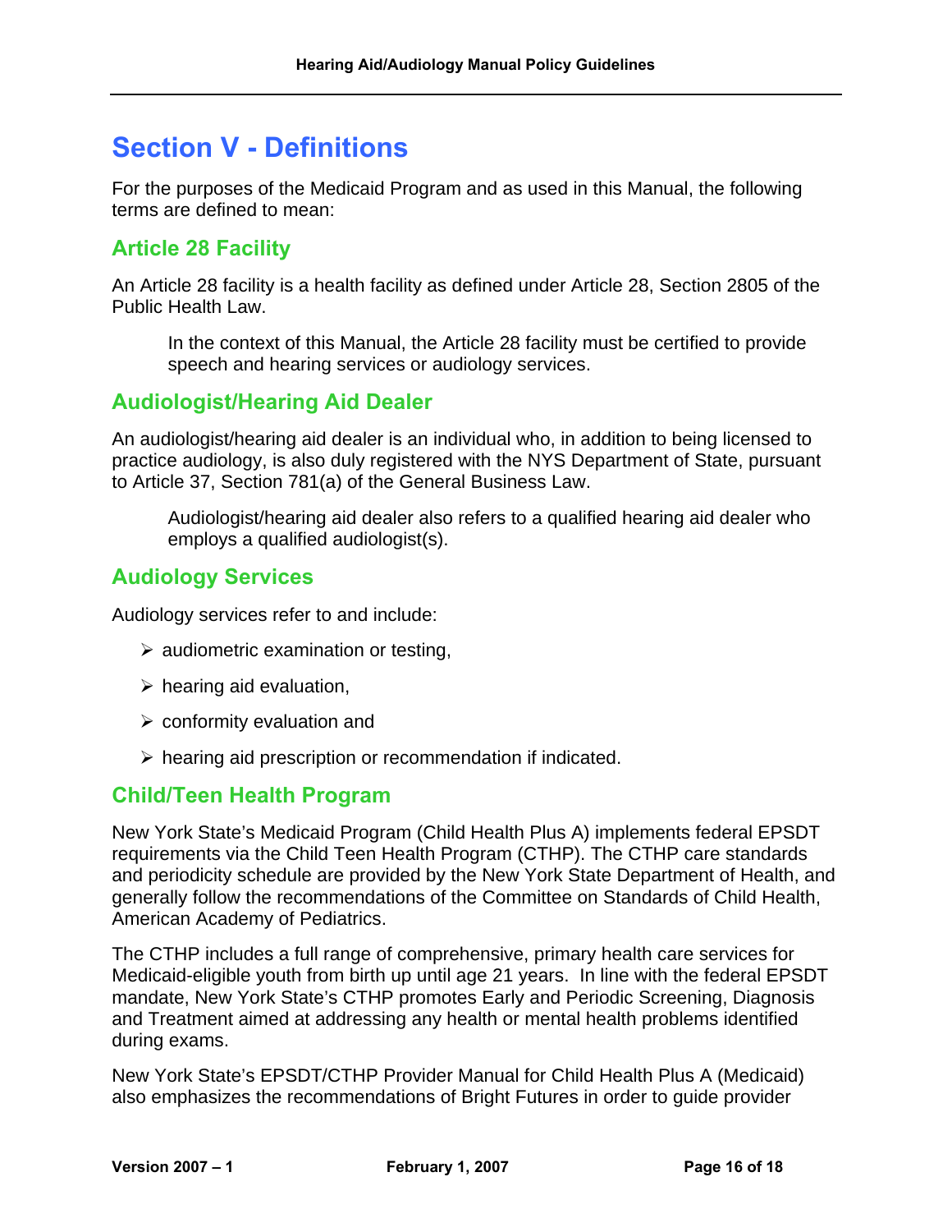# Section V - Definitions

For the purposes of the Medicaid Program and as used in this Manual, the following terms are defined to mean:

## Article 28 Facility

An Article 28 facility is a health facility as defined under Article 28, Section 2805 of the Public Health Law.

> In the context of this Manual, the Article 28 facility must be certified to provide speech and hearing services or audiology services.

## Audiologist/Hearing Aid Dealer

An audiologist/hearing aid dealer is an individual who, in addition to being licensed to practice audiology, is also duly registered with the NYS Department of State, pursuant to Article 37, Section 781(a) of the General Business Law.

> Audiologist/hearing aid dealer also refers to a qualified hearing aid dealer who employs a qualified audiologist(s).

## Audiology Services

Audiology services refer to and include:

- audiometric examination or testing,
- hearing aid evaluation,
- conformity evaluation and
- hearing aid prescription or recommendation if indicated.

## Child/Teen Health Program

New York State's Medicaid Program (Child Health Plus A) implements federal EPSDT requirements via the Child Teen Health Program (CTHP). The CTHP care standards and periodicity schedule are provided by the New York State Department of Health, and generally follow the recommendations of the Committee on Standards of Child Health, American Academy of Pediatrics.

The CTHP includes a full range of comprehensive, primary health care services for Medicaid-eligible youth from birth up until age 21 years. In line with the federal EPSDT mandate, New York State's CTHP promotes Early and Periodic Screening, Diagnosis and Treatment aimed at addressing any health or mental health problems identified during exams.

New York State's EPSDT/CTHP Provider Manual for Child Health Plus A (Medicaid) also emphasizes the recommendations of Bright Futures in order to guide provider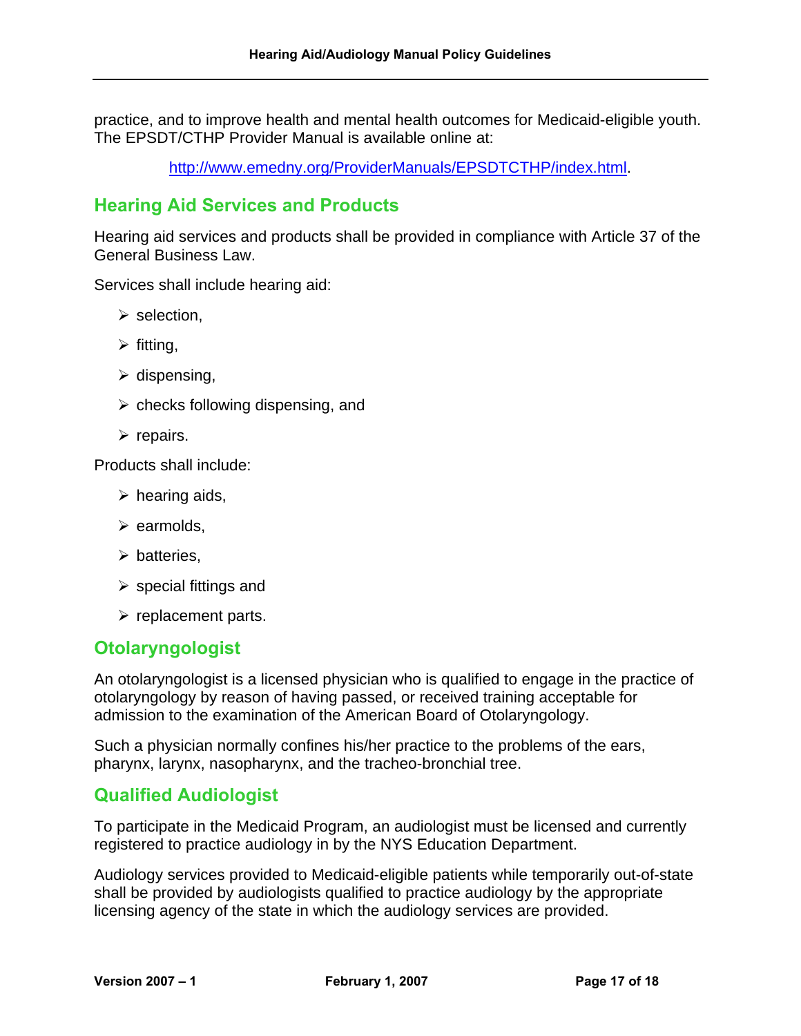practice, and to improve health and mental health outcomes for Medicaid-eligible youth. The EPSDT/CTHP Provider Manual is available online at:

http://www.emedny.org/ProviderManuals/EPSDTCTHP/index.html.

## Hearing Aid Services and Products

Hearing aid services and products shall be provided in compliance with Article 37 of the General Business Law.

Services shall include hearing aid:

- selection,
- fitting,
- dispensing,
- checks following dispensing, and
- repairs.

Products shall include:

- hearing aids,
- earmolds,
- batteries,
- special fittings and
- replacement parts.

## Otolaryngologist

An otolaryngologist is a licensed physician who is qualified to engage in the practice of otolaryngology by reason of having passed, or received training acceptable for admission to the examination of the American Board of Otolaryngology.

Such a physician normally confines his/her practice to the problems of the ears, pharynx, larynx, nasopharynx, and the tracheo-bronchial tree.

## Qualified Audiologist

To participate in the Medicaid Program, an audiologist must be licensed and currently registered to practice audiology in by the NYS Education Department.

Audiology services provided to Medicaid-eligible patients while temporarily out-of-state shall be provided by audiologists qualified to practice audiology by the appropriate licensing agency of the state in which the audiology services are provided.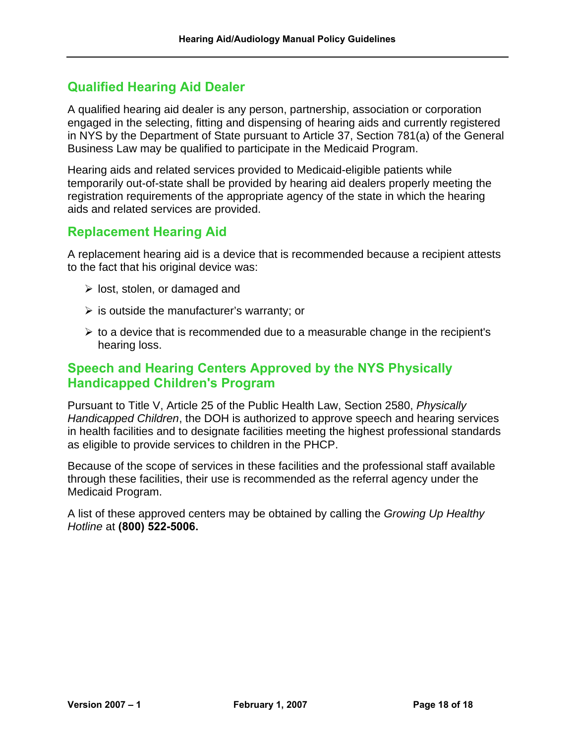## Qualified Hearing Aid Dealer

A qualified hearing aid dealer is any person, partnership, association or corporation engaged in the selecting, fitting and dispensing of hearing aids and currently registered in NYS by the Department of State pursuant to Article 37, Section 781(a) of the General Business Law may be qualified to participate in the Medicaid Program.

Hearing aids and related services provided to Medicaid-eligible patients while temporarily out-of-state shall be provided by hearing aid dealers properly meeting the registration requirements of the appropriate agency of the state in which the hearing aids and related services are provided.

## Replacement Hearing Aid

A replacement hearing aid is a device that is recommended because a recipient attests to the fact that his original device was:

- lost, stolen, or damaged and
- is outside the manufacturer's warranty; or
- to a device that is recommended due to a measurable change in the recipient's hearing loss.

## Speech and Hearing Centers Approved by the NYS Physically Handicapped Children's Program

Pursuant to Title V, Article 25 of the Public Health Law, Section 2580, *Physically Handicapped Children*, the DOH is authorized to approve speech and hearing services in health facilities and to designate facilities meeting the highest professional standards as eligible to provide services to children in the PHCP.

Because of the scope of services in these facilities and the professional staff available through these facilities, their use is recommended as the referral agency under the Medicaid Program.

A list of these approved centers may be obtained by calling the *Growing Up Healthy Hotline* at **(800) 522-5006.**